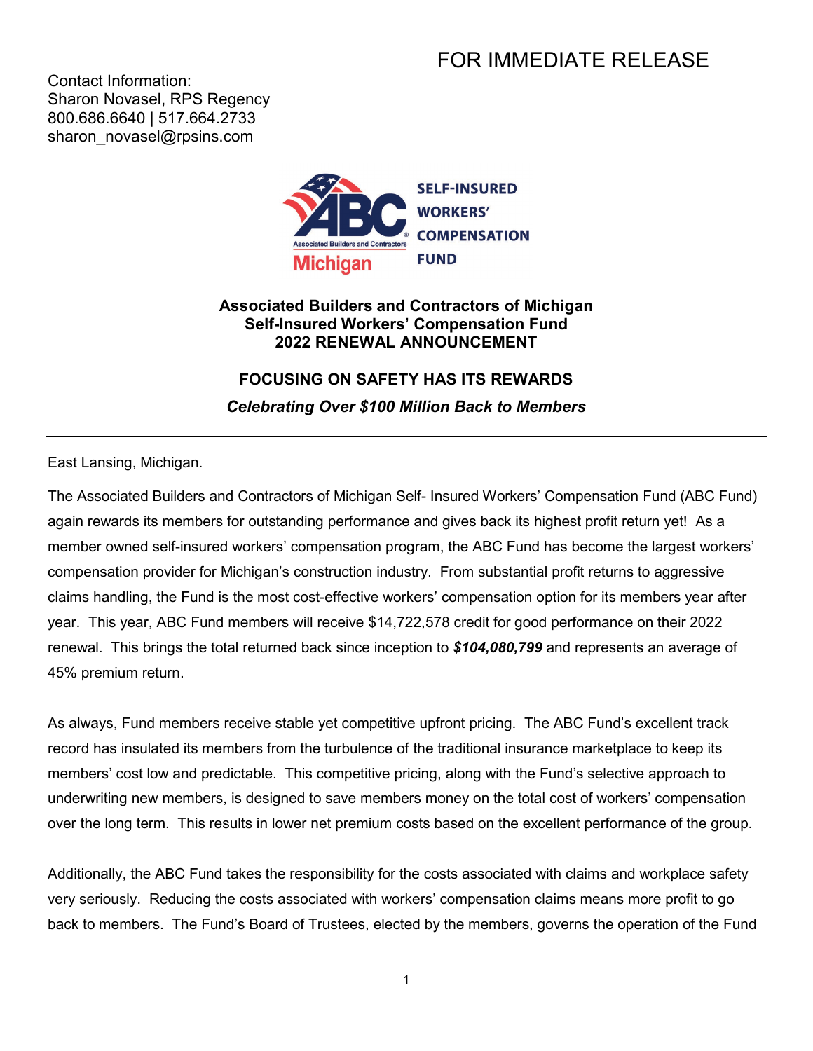FOR IMMEDIATE RELEASE

Contact Information:
Sharon Novasel, RPS Regency
800.686.6640 | 517.664.2733
sharon_novasel@rpsins.com

ABC Associated Builders and Contractors Michigan — SELF-INSURED WORKERS' COMPENSATION FUND

**Associated Builders and Contractors of Michigan**
**Self-Insured Workers' Compensation Fund**
**2022 RENEWAL ANNOUNCEMENT**

## FOCUSING ON SAFETY HAS ITS REWARDS

***Celebrating Over $100 Million Back to Members***

---

East Lansing, Michigan.

The Associated Builders and Contractors of Michigan Self- Insured Workers' Compensation Fund (ABC Fund) again rewards its members for outstanding performance and gives back its highest profit return yet! As a member owned self-insured workers' compensation program, the ABC Fund has become the largest workers' compensation provider for Michigan's construction industry. From substantial profit returns to aggressive claims handling, the Fund is the most cost-effective workers' compensation option for its members year after year. This year, ABC Fund members will receive $14,722,578 credit for good performance on their 2022 renewal. This brings the total returned back since inception to ***$104,080,799*** and represents an average of 45% premium return.

As always, Fund members receive stable yet competitive upfront pricing. The ABC Fund's excellent track record has insulated its members from the turbulence of the traditional insurance marketplace to keep its members' cost low and predictable. This competitive pricing, along with the Fund's selective approach to underwriting new members, is designed to save members money on the total cost of workers' compensation over the long term. This results in lower net premium costs based on the excellent performance of the group.

Additionally, the ABC Fund takes the responsibility for the costs associated with claims and workplace safety very seriously. Reducing the costs associated with workers' compensation claims means more profit to go back to members. The Fund's Board of Trustees, elected by the members, governs the operation of the Fund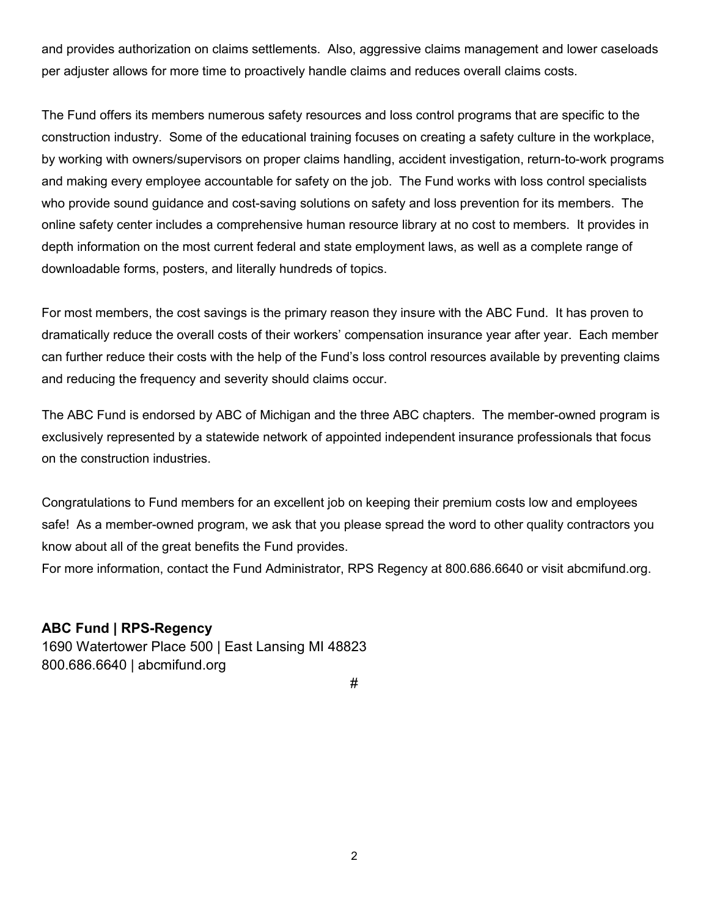and provides authorization on claims settlements. Also, aggressive claims management and lower caseloads per adjuster allows for more time to proactively handle claims and reduces overall claims costs.

The Fund offers its members numerous safety resources and loss control programs that are specific to the construction industry. Some of the educational training focuses on creating a safety culture in the workplace, by working with owners/supervisors on proper claims handling, accident investigation, return-to-work programs and making every employee accountable for safety on the job. The Fund works with loss control specialists who provide sound guidance and cost-saving solutions on safety and loss prevention for its members. The online safety center includes a comprehensive human resource library at no cost to members. It provides in depth information on the most current federal and state employment laws, as well as a complete range of downloadable forms, posters, and literally hundreds of topics.

For most members, the cost savings is the primary reason they insure with the ABC Fund. It has proven to dramatically reduce the overall costs of their workers' compensation insurance year after year. Each member can further reduce their costs with the help of the Fund's loss control resources available by preventing claims and reducing the frequency and severity should claims occur.

The ABC Fund is endorsed by ABC of Michigan and the three ABC chapters. The member-owned program is exclusively represented by a statewide network of appointed independent insurance professionals that focus on the construction industries.

Congratulations to Fund members for an excellent job on keeping their premium costs low and employees safe! As a member-owned program, we ask that you please spread the word to other quality contractors you know about all of the great benefits the Fund provides.
For more information, contact the Fund Administrator, RPS Regency at 800.686.6640 or visit abcmifund.org.

**ABC Fund | RPS-Regency**
1690 Watertower Place 500 | East Lansing MI 48823
800.686.6640 | abcmifund.org

#